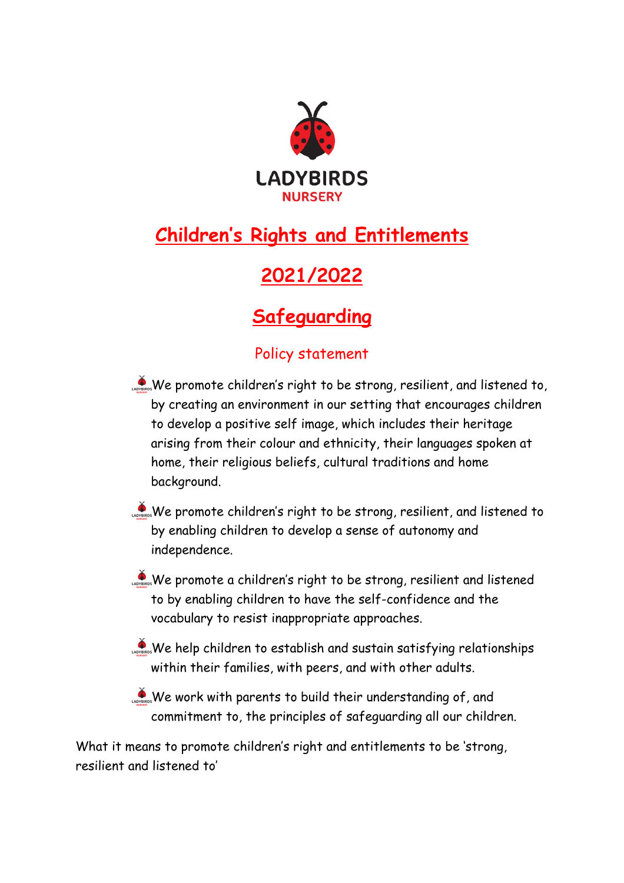LADYBIRDS
NURSERY

# Children's Rights and Entitlements

# 2021/2022

## Safeguarding

### Policy statement

- We promote children's right to be strong, resilient, and listened to, by creating an environment in our setting that encourages children to develop a positive self image, which includes their heritage arising from their colour and ethnicity, their languages spoken at home, their religious beliefs, cultural traditions and home background.
- We promote children's right to be strong, resilient, and listened to by enabling children to develop a sense of autonomy and independence.
- We promote a children's right to be strong, resilient and listened to by enabling children to have the self-confidence and the vocabulary to resist inappropriate approaches.
- We help children to establish and sustain satisfying relationships within their families, with peers, and with other adults.
- We work with parents to build their understanding of, and commitment to, the principles of safeguarding all our children.

What it means to promote children's right and entitlements to be 'strong, resilient and listened to'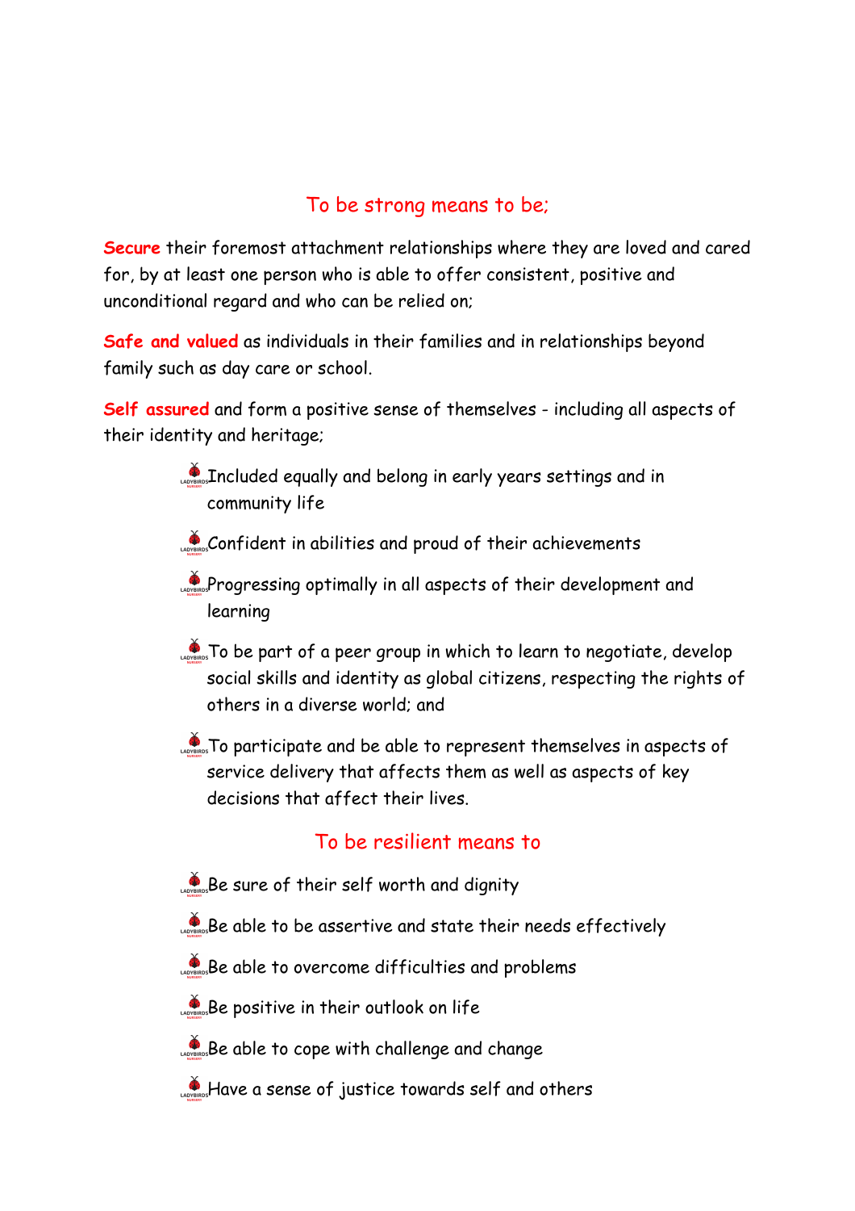## To be strong means to be;

**Secure** their foremost attachment relationships where they are loved and cared for, by at least one person who is able to offer consistent, positive and unconditional regard and who can be relied on;

**Safe and valued** as individuals in their families and in relationships beyond family such as day care or school.

**Self assured** and form a positive sense of themselves - including all aspects of their identity and heritage;

- Included equally and belong in early years settings and in community life
- Confident in abilities and proud of their achievements
- Progressing optimally in all aspects of their development and learning
- To be part of a peer group in which to learn to negotiate, develop social skills and identity as global citizens, respecting the rights of others in a diverse world; and
- To participate and be able to represent themselves in aspects of service delivery that affects them as well as aspects of key decisions that affect their lives.

## To be resilient means to

- Be sure of their self worth and dignity
- Be able to be assertive and state their needs effectively
- Be able to overcome difficulties and problems
- Be positive in their outlook on life
- Be able to cope with challenge and change
- Have a sense of justice towards self and others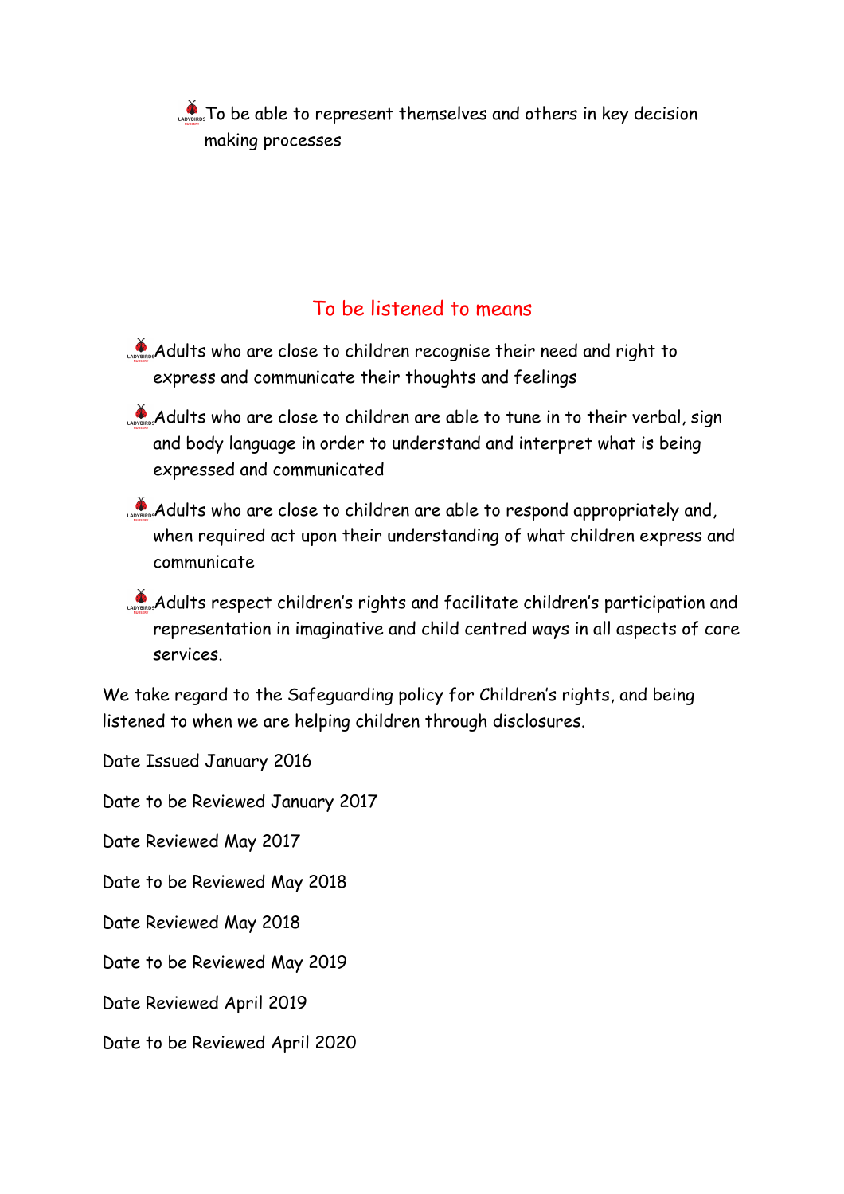- To be able to represent themselves and others in key decision making processes

## To be listened to means

- Adults who are close to children recognise their need and right to express and communicate their thoughts and feelings
- Adults who are close to children are able to tune in to their verbal, sign and body language in order to understand and interpret what is being expressed and communicated
- Adults who are close to children are able to respond appropriately and, when required act upon their understanding of what children express and communicate
- Adults respect children's rights and facilitate children's participation and representation in imaginative and child centred ways in all aspects of core services.

We take regard to the Safeguarding policy for Children's rights, and being listened to when we are helping children through disclosures.

Date Issued January 2016

Date to be Reviewed January 2017

Date Reviewed May 2017

Date to be Reviewed May 2018

Date Reviewed May 2018

Date to be Reviewed May 2019

Date Reviewed April 2019

Date to be Reviewed April 2020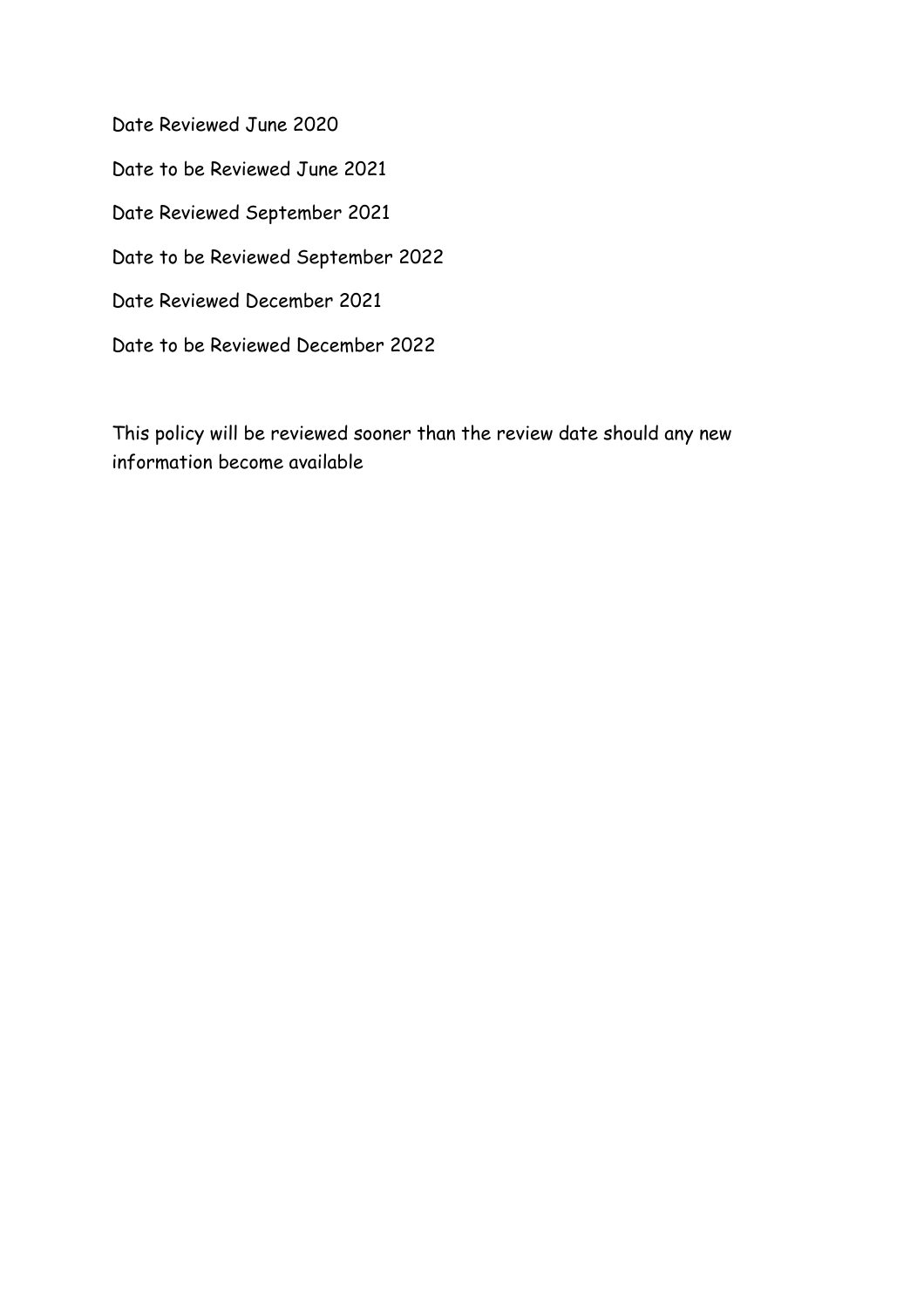Date Reviewed June 2020

Date to be Reviewed June 2021

Date Reviewed September 2021

Date to be Reviewed September 2022

Date Reviewed December 2021

Date to be Reviewed December 2022

This policy will be reviewed sooner than the review date should any new information become available